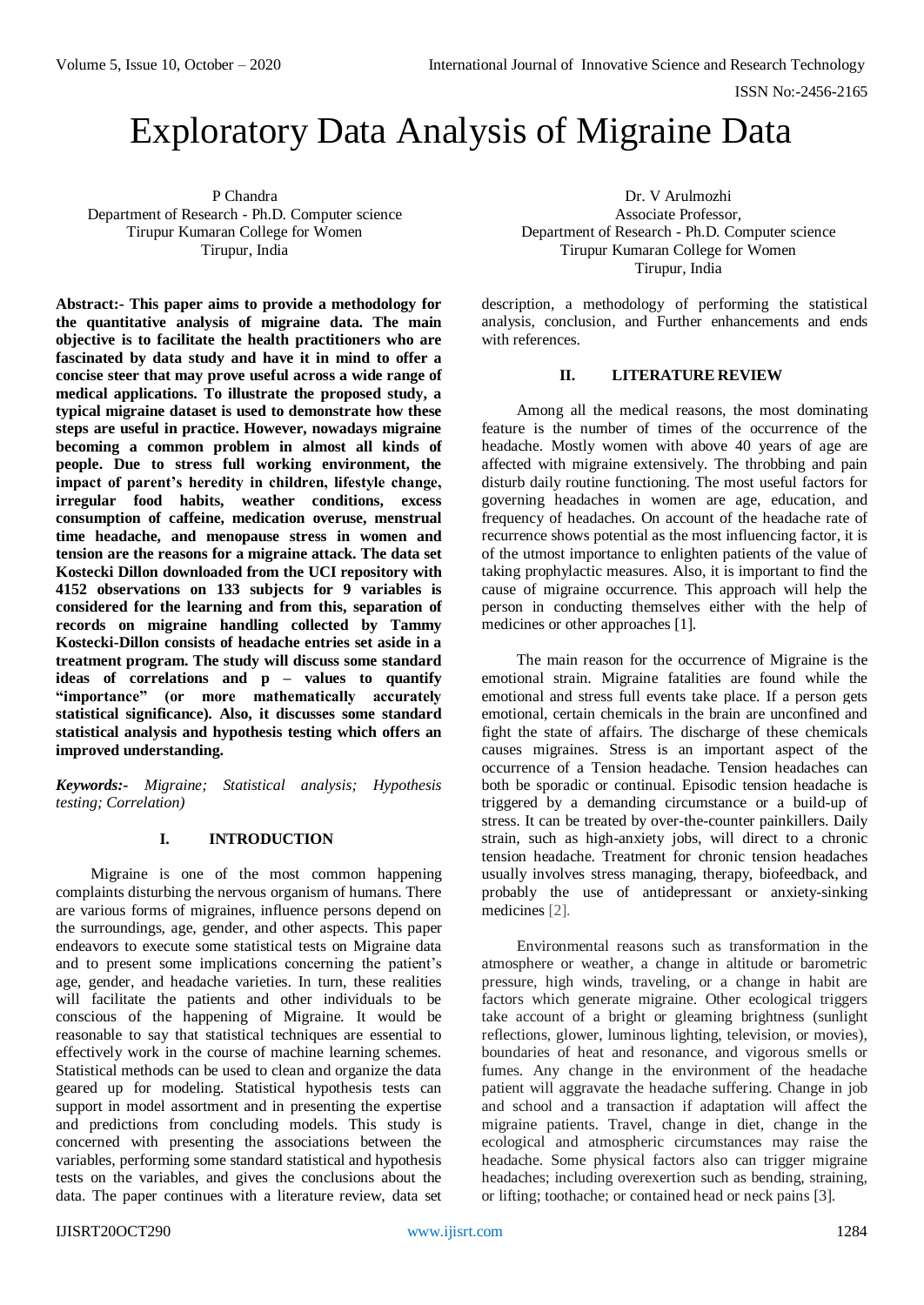# Exploratory Data Analysis of Migraine Data

P Chandra
Department of Research - Ph.D. Computer science
Tirupur Kumaran College for Women
Tirupur, India

Dr. V Arulmozhi
Associate Professor,
Department of Research - Ph.D. Computer science
Tirupur Kumaran College for Women
Tirupur, India

**Abstract:- This paper aims to provide a methodology for the quantitative analysis of migraine data. The main objective is to facilitate the health practitioners who are fascinated by data study and have it in mind to offer a concise steer that may prove useful across a wide range of medical applications. To illustrate the proposed study, a typical migraine dataset is used to demonstrate how these steps are useful in practice. However, nowadays migraine becoming a common problem in almost all kinds of people. Due to stress full working environment, the impact of parent's heredity in children, lifestyle change, irregular food habits, weather conditions, excess consumption of caffeine, medication overuse, menstrual time headache, and menopause stress in women and tension are the reasons for a migraine attack. The data set Kostecki Dillon downloaded from the UCI repository with 4152 observations on 133 subjects for 9 variables is considered for the learning and from this, separation of records on migraine handling collected by Tammy Kostecki-Dillon consists of headache entries set aside in a treatment program. The study will discuss some standard ideas of correlations and p – values to quantify "importance" (or more mathematically accurately statistical significance). Also, it discusses some standard statistical analysis and hypothesis testing which offers an improved understanding.**

***Keywords:-** Migraine; Statistical analysis; Hypothesis testing; Correlation)*

## I. INTRODUCTION

Migraine is one of the most common happening complaints disturbing the nervous organism of humans. There are various forms of migraines, influence persons depend on the surroundings, age, gender, and other aspects. This paper endeavors to execute some statistical tests on Migraine data and to present some implications concerning the patient's age, gender, and headache varieties. In turn, these realities will facilitate the patients and other individuals to be conscious of the happening of Migraine. It would be reasonable to say that statistical techniques are essential to effectively work in the course of machine learning schemes. Statistical methods can be used to clean and organize the data geared up for modeling. Statistical hypothesis tests can support in model assortment and in presenting the expertise and predictions from concluding models. This study is concerned with presenting the associations between the variables, performing some standard statistical and hypothesis tests on the variables, and gives the conclusions about the data. The paper continues with a literature review, data set description, a methodology of performing the statistical analysis, conclusion, and Further enhancements and ends with references.

## II. LITERATURE REVIEW

Among all the medical reasons, the most dominating feature is the number of times of the occurrence of the headache. Mostly women with above 40 years of age are affected with migraine extensively. The throbbing and pain disturb daily routine functioning. The most useful factors for governing headaches in women are age, education, and frequency of headaches. On account of the headache rate of recurrence shows potential as the most influencing factor, it is of the utmost importance to enlighten patients of the value of taking prophylactic measures. Also, it is important to find the cause of migraine occurrence. This approach will help the person in conducting themselves either with the help of medicines or other approaches [1].

The main reason for the occurrence of Migraine is the emotional strain. Migraine fatalities are found while the emotional and stress full events take place. If a person gets emotional, certain chemicals in the brain are unconfined and fight the state of affairs. The discharge of these chemicals causes migraines. Stress is an important aspect of the occurrence of a Tension headache. Tension headaches can both be sporadic or continual. Episodic tension headache is triggered by a demanding circumstance or a build-up of stress. It can be treated by over-the-counter painkillers. Daily strain, such as high-anxiety jobs, will direct to a chronic tension headache. Treatment for chronic tension headaches usually involves stress managing, therapy, biofeedback, and probably the use of antidepressant or anxiety-sinking medicines [2].

Environmental reasons such as transformation in the atmosphere or weather, a change in altitude or barometric pressure, high winds, traveling, or a change in habit are factors which generate migraine. Other ecological triggers take account of a bright or gleaming brightness (sunlight reflections, glower, luminous lighting, television, or movies), boundaries of heat and resonance, and vigorous smells or fumes. Any change in the environment of the headache patient will aggravate the headache suffering. Change in job and school and a transaction if adaptation will affect the migraine patients. Travel, change in diet, change in the ecological and atmospheric circumstances may raise the headache. Some physical factors also can trigger migraine headaches; including overexertion such as bending, straining, or lifting; toothache; or contained head or neck pains [3].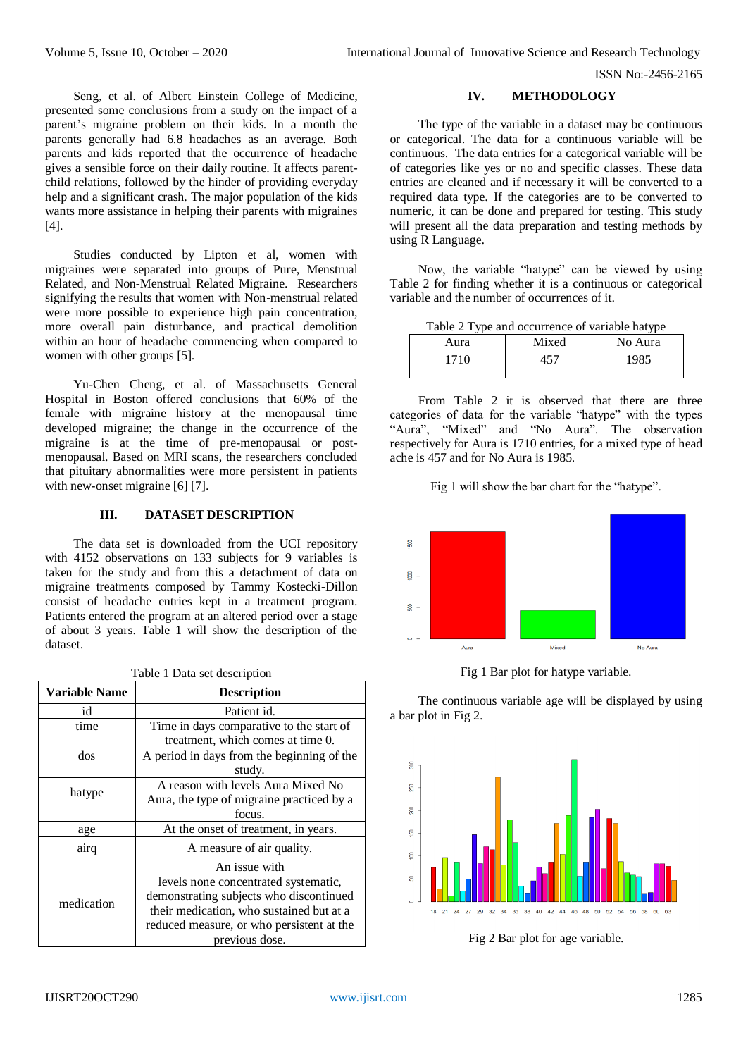Seng, et al. of Albert Einstein College of Medicine, presented some conclusions from a study on the impact of a parent's migraine problem on their kids. In a month the parents generally had 6.8 headaches as an average. Both parents and kids reported that the occurrence of headache gives a sensible force on their daily routine. It affects parent-child relations, followed by the hinder of providing everyday help and a significant crash. The major population of the kids wants more assistance in helping their parents with migraines [4].

Studies conducted by Lipton et al, women with migraines were separated into groups of Pure, Menstrual Related, and Non-Menstrual Related Migraine. Researchers signifying the results that women with Non-menstrual related were more possible to experience high pain concentration, more overall pain disturbance, and practical demolition within an hour of headache commencing when compared to women with other groups [5].

Yu-Chen Cheng, et al. of Massachusetts General Hospital in Boston offered conclusions that 60% of the female with migraine history at the menopausal time developed migraine; the change in the occurrence of the migraine is at the time of pre-menopausal or post-menopausal. Based on MRI scans, the researchers concluded that pituitary abnormalities were more persistent in patients with new-onset migraine [6] [7].

## III. DATASET DESCRIPTION

The data set is downloaded from the UCI repository with 4152 observations on 133 subjects for 9 variables is taken for the study and from this a detachment of data on migraine treatments composed by Tammy Kostecki-Dillon consist of headache entries kept in a treatment program. Patients entered the program at an altered period over a stage of about 3 years. Table 1 will show the description of the dataset.

Table 1 Data set description

| Variable Name | Description |
|---|---|
| id | Patient id. |
| time | Time in days comparative to the start of treatment, which comes at time 0. |
| dos | A period in days from the beginning of the study. |
| hatype | A reason with levels Aura Mixed No Aura, the type of migraine practiced by a focus. |
| age | At the onset of treatment, in years. |
| airq | A measure of air quality. |
| medication | An issue with levels none concentrated systematic, demonstrating subjects who discontinued their medication, who sustained but at a reduced measure, or who persistent at the previous dose. |

## IV. METHODOLOGY

The type of the variable in a dataset may be continuous or categorical. The data for a continuous variable will be continuous. The data entries for a categorical variable will be of categories like yes or no and specific classes. These data entries are cleaned and if necessary it will be converted to a required data type. If the categories are to be converted to numeric, it can be done and prepared for testing. This study will present all the data preparation and testing methods by using R Language.

Now, the variable "hatype" can be viewed by using Table 2 for finding whether it is a continuous or categorical variable and the number of occurrences of it.

Table 2 Type and occurrence of variable hatype

| Aura | Mixed | No Aura |
|---|---|---|
| 1710 | 457 | 1985 |

From Table 2 it is observed that there are three categories of data for the variable "hatype" with the types "Aura", "Mixed" and "No Aura". The observation respectively for Aura is 1710 entries, for a mixed type of head ache is 457 and for No Aura is 1985.

Fig 1 will show the bar chart for the "hatype".

Fig 1 Bar plot for hatype variable.

The continuous variable age will be displayed by using a bar plot in Fig 2.

Fig 2 Bar plot for age variable.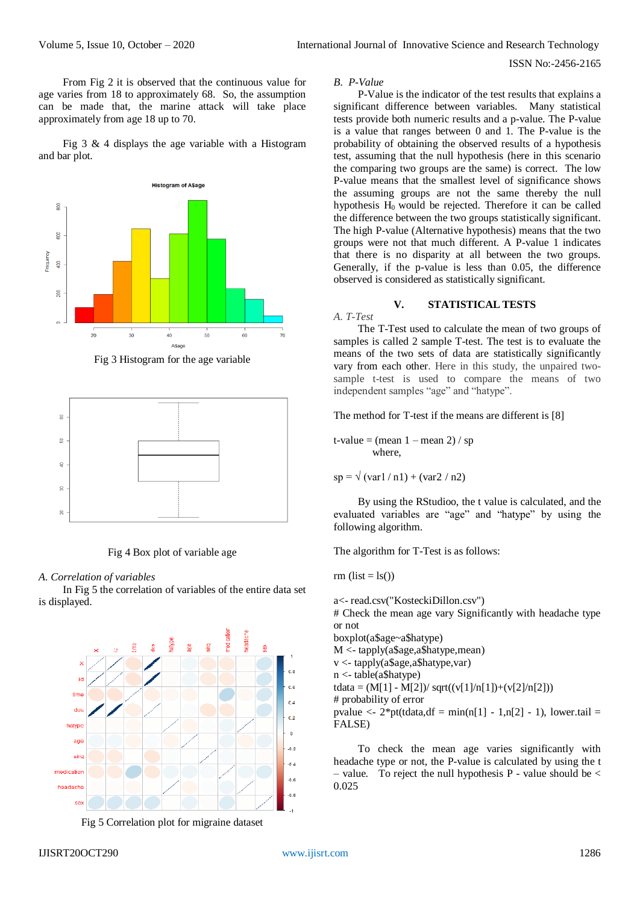From Fig 2 it is observed that the continuous value for age varies from 18 to approximately 68. So, the assumption can be made that, the marine attack will take place approximately from age 18 up to 70.

Fig 3 & 4 displays the age variable with a Histogram and bar plot.

Fig 3 Histogram for the age variable

Fig 4 Box plot of variable age

### A. Correlation of variables

In Fig 5 the correlation of variables of the entire data set is displayed.

Fig 5 Correlation plot for migraine dataset

### B. P-Value

P-Value is the indicator of the test results that explains a significant difference between variables. Many statistical tests provide both numeric results and a p-value. The P-value is a value that ranges between 0 and 1. The P-value is the probability of obtaining the observed results of a hypothesis test, assuming that the null hypothesis (here in this scenario the comparing two groups are the same) is correct. The low P-value means that the smallest level of significance shows the assuming groups are not the same thereby the null hypothesis $H_0$ would be rejected. Therefore it can be called the difference between the two groups statistically significant. The high P-value (Alternative hypothesis) means that the two groups were not that much different. A P-value 1 indicates that there is no disparity at all between the two groups. Generally, if the p-value is less than 0.05, the difference observed is considered as statistically significant.

## V. STATISTICAL TESTS

### A. T-Test

The T-Test used to calculate the mean of two groups of samples is called 2 sample T-test. The test is to evaluate the means of the two sets of data are statistically significantly vary from each other. Here in this study, the unpaired two-sample t-test is used to compare the means of two independent samples “age” and “hatype”.

The method for T-test if the means are different is [8]

t-value = (mean 1 – mean 2) / sp
where,

sp = √ (var1 / n1) + (var2 / n2)

By using the RStudioo, the t value is calculated, and the evaluated variables are “age” and “hatype” by using the following algorithm.

The algorithm for T-Test is as follows:

```
rm (list = ls())

a<- read.csv("KosteckiDillon.csv")
# Check the mean age vary Significantly with headache type or not
boxplot(a$age~a$hatype)
M <- tapply(a$age,a$hatype,mean)
v <- tapply(a$age,a$hatype,var)
n <- table(a$hatype)
tdata = (M[1] - M[2])/ sqrt((v[1]/n[1])+(v[2]/n[2]))
# probability of error
pvalue <- 2*pt(tdata,df = min(n[1] - 1,n[2] - 1), lower.tail = FALSE)
```

To check the mean age varies significantly with headache type or not, the P-value is calculated by using the t – value. To reject the null hypothesis P - value should be < 0.025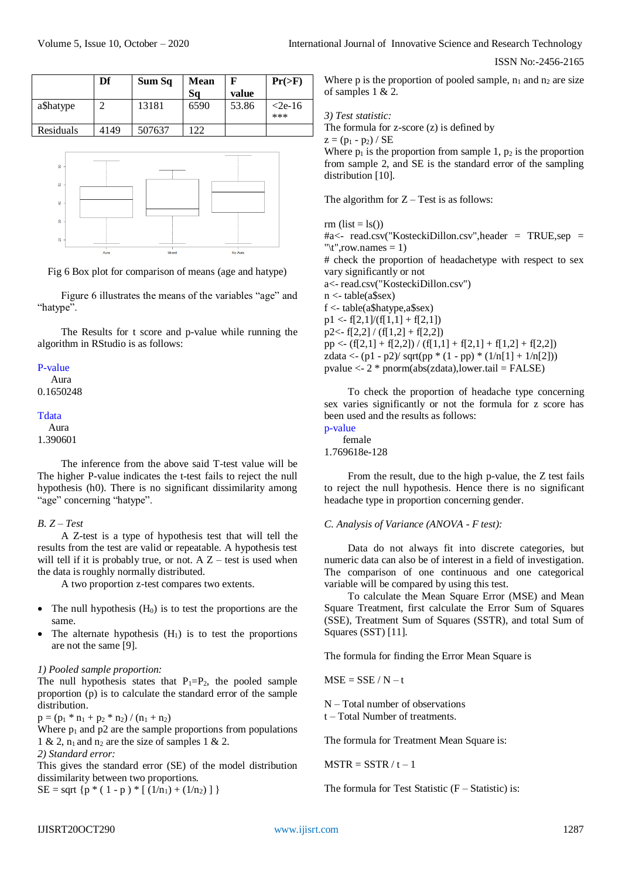| | Df | Sum Sq | Mean Sq | F value | Pr(>F) |
|---|---|---|---|---|---|
| a$hatype | 2 | 13181 | 6590 | 53.86 | <2e-16 *** |
| Residuals | 4149 | 507637 | 122 | | |

Fig 6 Box plot for comparison of means (age and hatype)

Figure 6 illustrates the means of the variables "age" and "hatype".

The Results for t score and p-value while running the algorithm in RStudio is as follows:

P-value
  Aura
0.1650248

Tdata
  Aura
1.390601

The inference from the above said T-test value will be The higher P-value indicates the t-test fails to reject the null hypothesis (h0). There is no significant dissimilarity among "age" concerning "hatype".

*B. Z – Test*

A Z-test is a type of hypothesis test that will tell the results from the test are valid or repeatable. A hypothesis test will tell if it is probably true, or not. A Z – test is used when the data is roughly normally distributed.

A two proportion z-test compares two extents.

- The null hypothesis ($H_0$) is to test the proportions are the same.
- The alternate hypothesis ($H_1$) is to test the proportions are not the same [9].

*1) Pooled sample proportion:*

The null hypothesis states that $P_1=P_2$, the pooled sample proportion (p) is to calculate the standard error of the sample distribution.

$p = (p_1 * n_1 + p_2 * n_2) / (n_1 + n_2)$

Where $p_1$ and p2 are the sample proportions from populations 1 & 2, $n_1$ and $n_2$ are the size of samples 1 & 2.

*2) Standard error:*

This gives the standard error (SE) of the model distribution dissimilarity between two proportions.

$SE = sqrt\ \{p * ( 1 - p ) * [ (1/n_1) + (1/n_2) ] \}$

Where p is the proportion of pooled sample, $n_1$ and $n_2$ are size of samples 1 & 2.

*3) Test statistic:*

The formula for z-score (z) is defined by

$z = (p_1 - p_2) / SE$

Where $p_1$ is the proportion from sample 1, $p_2$ is the proportion from sample 2, and SE is the standard error of the sampling distribution [10].

The algorithm for Z – Test is as follows:

```
rm (list = ls())
#a<- read.csv("KosteckiDillon.csv",header = TRUE,sep = "\t",row.names = 1)
# check the proportion of headachetype with respect to sex vary significantly or not
a<- read.csv("KosteckiDillon.csv")
n <- table(a$sex)
f <- table(a$hatype,a$sex)
p1 <- f[2,1]/(f[1,1] + f[2,1])
p2<- f[2,2] / (f[1,2] + f[2,2])
pp <- (f[2,1] + f[2,2]) / (f[1,1] + f[2,1] + f[1,2] + f[2,2])
zdata <- (p1 - p2)/ sqrt(pp * (1 - pp) * (1/n[1] + 1/n[2]))
pvalue <- 2 * pnorm(abs(zdata),lower.tail = FALSE)
```

To check the proportion of headache type concerning sex varies significantly or not the formula for z score has been used and the results as follows:

p-value
  female
1.769618e-128

From the result, due to the high p-value, the Z test fails to reject the null hypothesis. Hence there is no significant headache type in proportion concerning gender.

*C. Analysis of Variance (ANOVA - F test):*

Data do not always fit into discrete categories, but numeric data can also be of interest in a field of investigation. The comparison of one continuous and one categorical variable will be compared by using this test.

To calculate the Mean Square Error (MSE) and Mean Square Treatment, first calculate the Error Sum of Squares (SSE), Treatment Sum of Squares (SSTR), and total Sum of Squares (SST) [11].

The formula for finding the Error Mean Square is

$MSE = SSE / N – t$

N – Total number of observations
t – Total Number of treatments.

The formula for Treatment Mean Square is:

$MSTR = SSTR / t – 1$

The formula for Test Statistic (F – Statistic) is: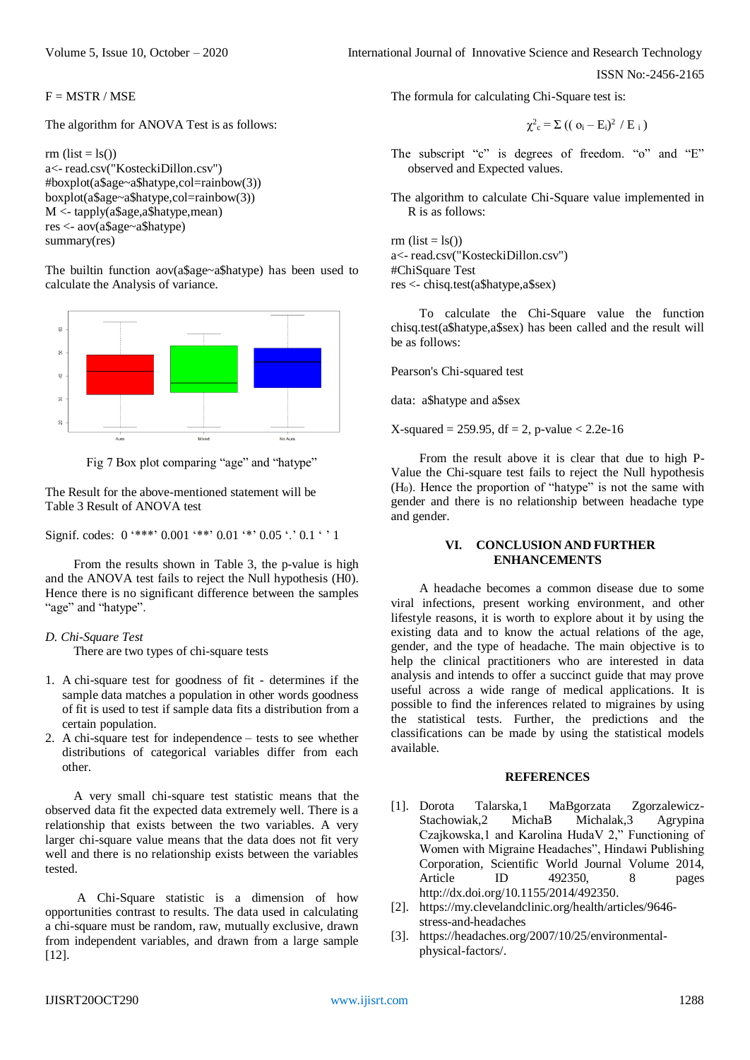F = MSTR / MSE

The algorithm for ANOVA Test is as follows:

```
rm (list = ls())
a<- read.csv("KosteckiDillon.csv")
#boxplot(a$age~a$hatype,col=rainbow(3))
boxplot(a$age~a$hatype,col=rainbow(3))
M <- tapply(a$age,a$hatype,mean)
res <- aov(a$age~a$hatype)
summary(res)
```

The builtin function aov(a$age~a$hatype) has been used to calculate the Analysis of variance.

Fig 7 Box plot comparing "age" and "hatype"

The Result for the above-mentioned statement will be
Table 3 Result of ANOVA test

Signif. codes: 0 '***' 0.001 '**' 0.01 '*' 0.05 '.' 0.1 ' ' 1

From the results shown in Table 3, the p-value is high and the ANOVA test fails to reject the Null hypothesis (H0). Hence there is no significant difference between the samples "age" and "hatype".

### D. Chi-Square Test

There are two types of chi-square tests

1. A chi-square test for goodness of fit - determines if the sample data matches a population in other words goodness of fit is used to test if sample data fits a distribution from a certain population.
2. A chi-square test for independence – tests to see whether distributions of categorical variables differ from each other.

A very small chi-square test statistic means that the observed data fit the expected data extremely well. There is a relationship that exists between the two variables. A very larger chi-square value means that the data does not fit very well and there is no relationship exists between the variables tested.

A Chi-Square statistic is a dimension of how opportunities contrast to results. The data used in calculating a chi-square must be random, raw, mutually exclusive, drawn from independent variables, and drawn from a large sample [12].

The formula for calculating Chi-Square test is:

$$\chi^2_c = \Sigma\ ((\ o_i - E_i)^2\ /\ E_i\ )$$

The subscript "c" is degrees of freedom. "o" and "E" observed and Expected values.

The algorithm to calculate Chi-Square value implemented in R is as follows:

```
rm (list = ls())
a<- read.csv("KosteckiDillon.csv")
#ChiSquare Test
res <- chisq.test(a$hatype,a$sex)
```

To calculate the Chi-Square value the function chisq.test(a$hatype,a$sex) has been called and the result will be as follows:

Pearson's Chi-squared test

data: a$hatype and a$sex

X-squared = 259.95, df = 2, p-value < 2.2e-16

From the result above it is clear that due to high P-Value the Chi-square test fails to reject the Null hypothesis ($H_0$). Hence the proportion of "hatype" is not the same with gender and there is no relationship between headache type and gender.

## VI. CONCLUSION AND FURTHER ENHANCEMENTS

A headache becomes a common disease due to some viral infections, present working environment, and other lifestyle reasons, it is worth to explore about it by using the existing data and to know the actual relations of the age, gender, and the type of headache. The main objective is to help the clinical practitioners who are interested in data analysis and intends to offer a succinct guide that may prove useful across a wide range of medical applications. It is possible to find the inferences related to migraines by using the statistical tests. Further, the predictions and the classifications can be made by using the statistical models available.

## REFERENCES

[1]. Dorota Talarska,1 MaBgorzata Zgorzalewicz-Stachowiak,2 MichaB Michalak,3 Agrypina Czajkowska,1 and Karolina HudaV 2," Functioning of Women with Migraine Headaches", Hindawi Publishing Corporation, Scientific World Journal Volume 2014, Article ID 492350, 8 pages http://dx.doi.org/10.1155/2014/492350.

[2]. https://my.clevelandclinic.org/health/articles/9646-stress-and-headaches

[3]. https://headaches.org/2007/10/25/environmental-physical-factors/.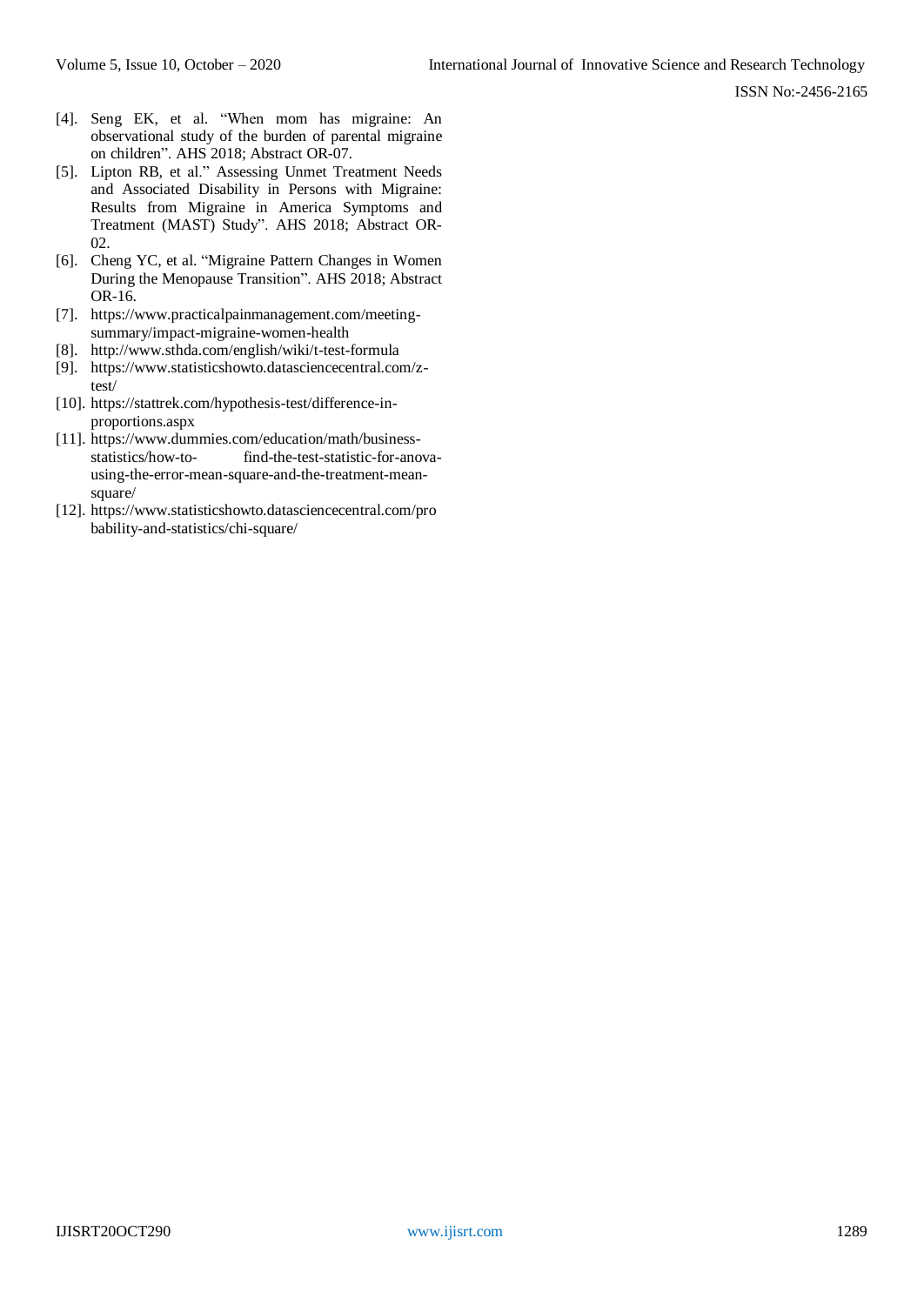[4]. Seng EK, et al. “When mom has migraine: An observational study of the burden of parental migraine on children”. AHS 2018; Abstract OR-07.

[5]. Lipton RB, et al.” Assessing Unmet Treatment Needs and Associated Disability in Persons with Migraine: Results from Migraine in America Symptoms and Treatment (MAST) Study”. AHS 2018; Abstract OR-02.

[6]. Cheng YC, et al. “Migraine Pattern Changes in Women During the Menopause Transition”. AHS 2018; Abstract OR-16.

[7]. https://www.practicalpainmanagement.com/meeting-summary/impact-migraine-women-health

[8]. http://www.sthda.com/english/wiki/t-test-formula

[9]. https://www.statisticshowto.datasciencecentral.com/z-test/

[10]. https://stattrek.com/hypothesis-test/difference-in-proportions.aspx

[11]. https://www.dummies.com/education/math/business-statistics/how-to- find-the-test-statistic-for-anova-using-the-error-mean-square-and-the-treatment-mean-square/

[12]. https://www.statisticshowto.datasciencecentral.com/probability-and-statistics/chi-square/